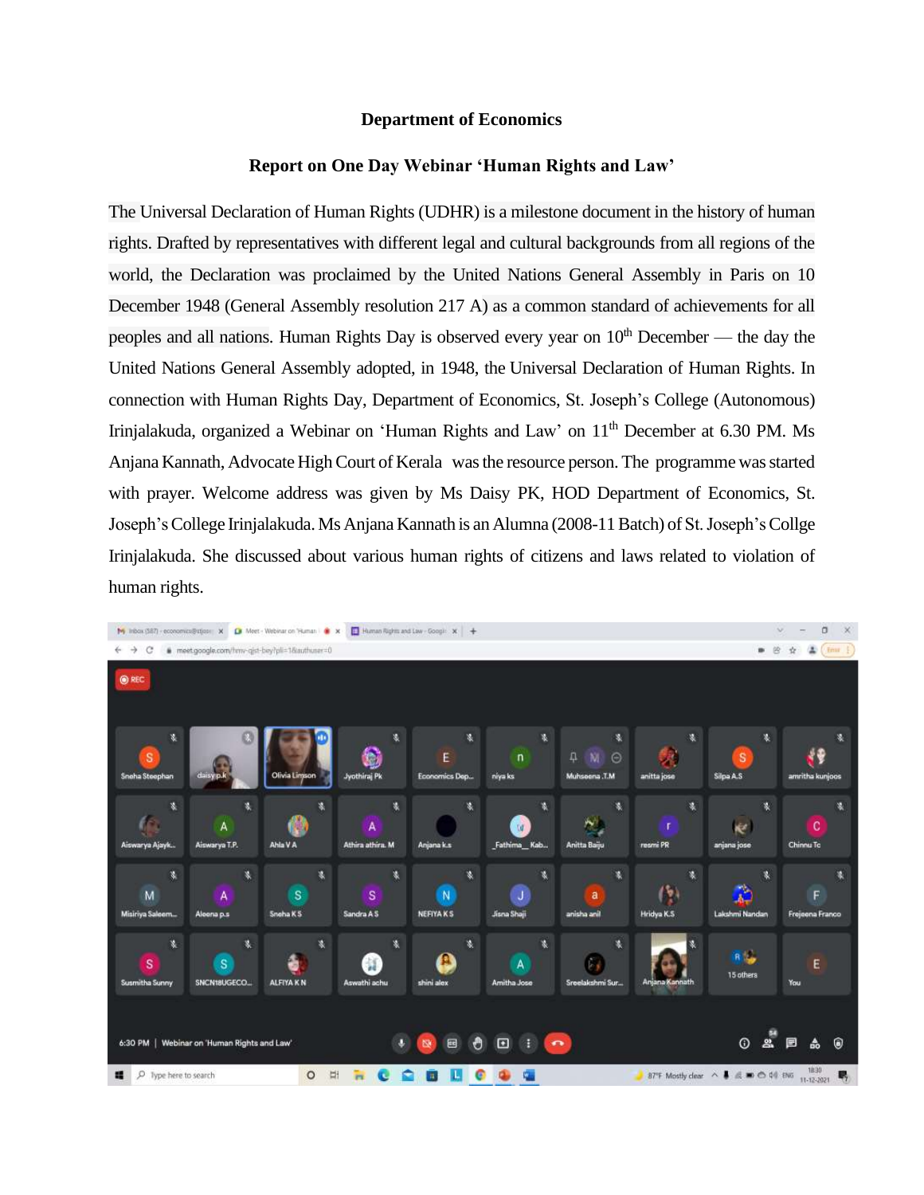**Department of Economics**

**Report on One Day Webinar 'Human Rights and Law'**

The Universal Declaration of Human Rights (UDHR) is a milestone document in the history of human rights. Drafted by representatives with different legal and cultural backgrounds from all regions of the world, the Declaration was proclaimed by the United Nations General Assembly in Paris on 10 December 1948 (General Assembly resolution 217 A) as a common standard of achievements for all peoples and all nations. Human Rights Day is observed every year on 10th December — the day the United Nations General Assembly adopted, in 1948, the Universal Declaration of Human Rights. In connection with Human Rights Day, Department of Economics, St. Joseph's College (Autonomous) Irinjalakuda, organized a Webinar on 'Human Rights and Law' on 11th December at 6.30 PM. Ms Anjana Kannath, Advocate High Court of Kerala was the resource person. The programme was started with prayer. Welcome address was given by Ms Daisy PK, HOD Department of Economics, St. Joseph's College Irinjalakuda. Ms Anjana Kannath is an Alumna (2008-11 Batch) of St. Joseph's Collge Irinjalakuda. She discussed about various human rights of citizens and laws related to violation of human rights.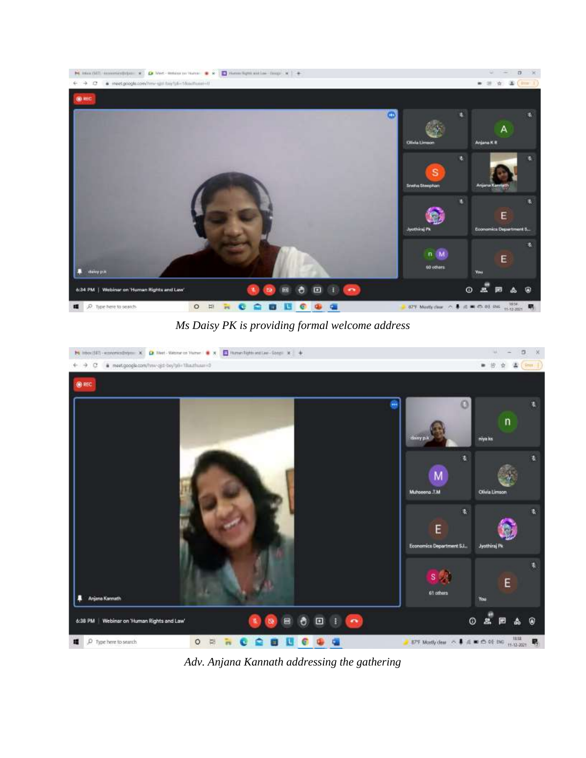*Ms Daisy PK is providing formal welcome address*

*Adv. Anjana Kannath addressing the gathering*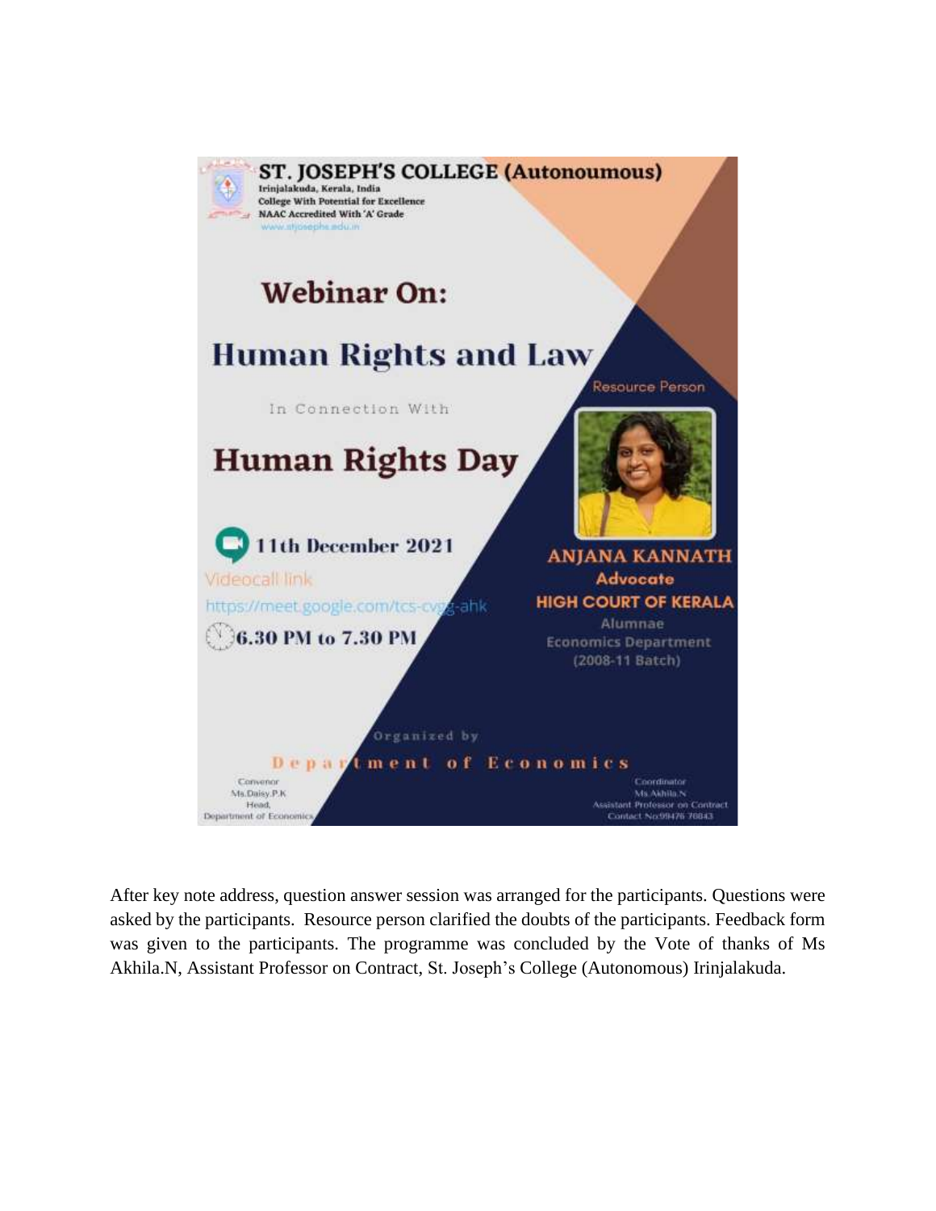ST. JOSEPH'S COLLEGE (Autonoumous)
Irinjalakuda, Kerala, India
College With Potential for Excellence
NAAC Accredited With 'A' Grade
www.stjosephs.edu.in

# Webinar On:

# Human Rights and Law

In Connection With

# Human Rights Day

11th December 2021

Videocall link

https://meet.google.com/tcs-cvgg-ahk

6.30 PM to 7.30 PM

Resource Person

**ANJANA KANNATH**
**Advocate**
**HIGH COURT OF KERALA**
Alumnae
Economics Department
(2008-11 Batch)

Organized by

**Department of Economics**

Convenor
Ms.Daisy.P.K
Head,
Department of Economics

Coordinator
Ms.Akhila.N
Assistant Professor on Contract
Contact No:99476 70843

After key note address, question answer session was arranged for the participants. Questions were asked by the participants. Resource person clarified the doubts of the participants. Feedback form was given to the participants. The programme was concluded by the Vote of thanks of Ms Akhila.N, Assistant Professor on Contract, St. Joseph's College (Autonomous) Irinjalakuda.